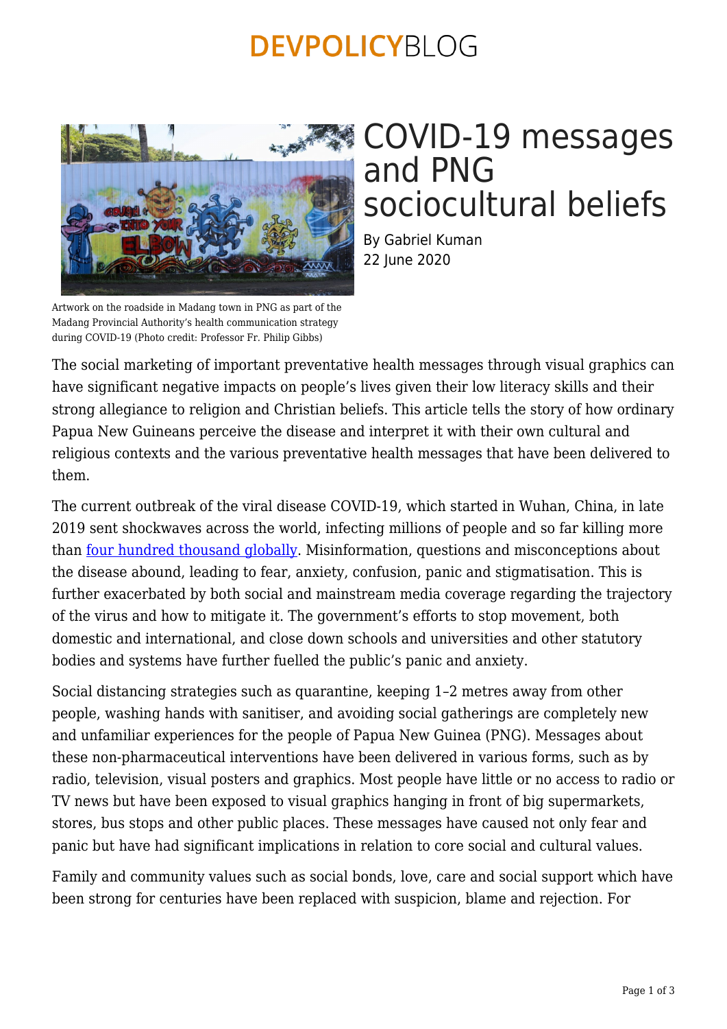# COVID-19 messages and PNG sociocultural beliefs

By Gabriel Kuman
22 June 2020

Artwork on the roadside in Madang town in PNG as part of the Madang Provincial Authority's health communication strategy during COVID-19 (Photo credit: Professor Fr. Philip Gibbs)

The social marketing of important preventative health messages through visual graphics can have significant negative impacts on people's lives given their low literacy skills and their strong allegiance to religion and Christian beliefs. This article tells the story of how ordinary Papua New Guineans perceive the disease and interpret it with their own cultural and religious contexts and the various preventative health messages that have been delivered to them.

The current outbreak of the viral disease COVID-19, which started in Wuhan, China, in late 2019 sent shockwaves across the world, infecting millions of people and so far killing more than four hundred thousand globally. Misinformation, questions and misconceptions about the disease abound, leading to fear, anxiety, confusion, panic and stigmatisation. This is further exacerbated by both social and mainstream media coverage regarding the trajectory of the virus and how to mitigate it. The government's efforts to stop movement, both domestic and international, and close down schools and universities and other statutory bodies and systems have further fuelled the public's panic and anxiety.

Social distancing strategies such as quarantine, keeping 1–2 metres away from other people, washing hands with sanitiser, and avoiding social gatherings are completely new and unfamiliar experiences for the people of Papua New Guinea (PNG). Messages about these non-pharmaceutical interventions have been delivered in various forms, such as by radio, television, visual posters and graphics. Most people have little or no access to radio or TV news but have been exposed to visual graphics hanging in front of big supermarkets, stores, bus stops and other public places. These messages have caused not only fear and panic but have had significant implications in relation to core social and cultural values.

Family and community values such as social bonds, love, care and social support which have been strong for centuries have been replaced with suspicion, blame and rejection. For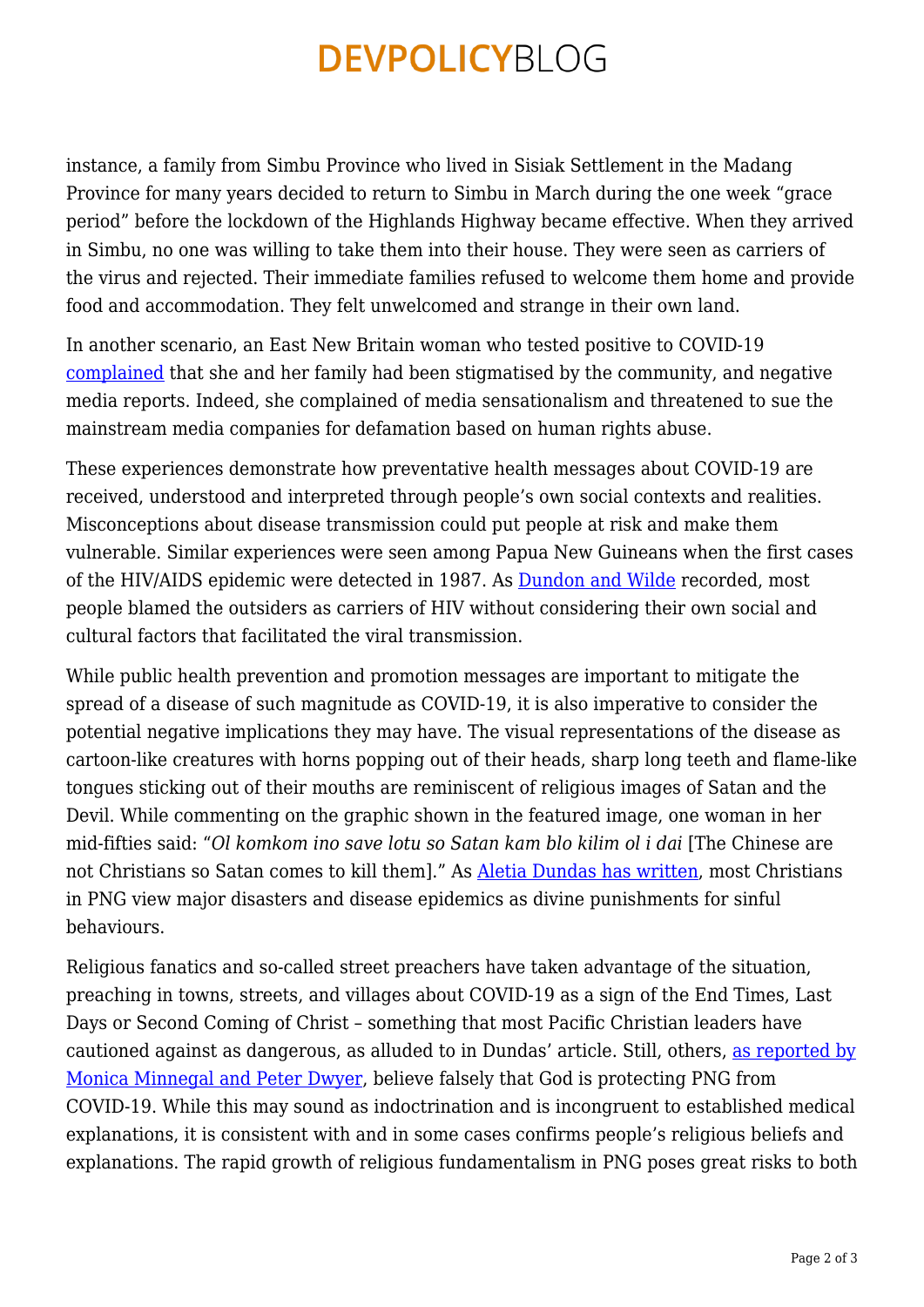instance, a family from Simbu Province who lived in Sisiak Settlement in the Madang Province for many years decided to return to Simbu in March during the one week "grace period" before the lockdown of the Highlands Highway became effective. When they arrived in Simbu, no one was willing to take them into their house. They were seen as carriers of the virus and rejected. Their immediate families refused to welcome them home and provide food and accommodation. They felt unwelcomed and strange in their own land.

In another scenario, an East New Britain woman who tested positive to COVID-19 complained that she and her family had been stigmatised by the community, and negative media reports. Indeed, she complained of media sensationalism and threatened to sue the mainstream media companies for defamation based on human rights abuse.

These experiences demonstrate how preventative health messages about COVID-19 are received, understood and interpreted through people's own social contexts and realities. Misconceptions about disease transmission could put people at risk and make them vulnerable. Similar experiences were seen among Papua New Guineans when the first cases of the HIV/AIDS epidemic were detected in 1987. As Dundon and Wilde recorded, most people blamed the outsiders as carriers of HIV without considering their own social and cultural factors that facilitated the viral transmission.

While public health prevention and promotion messages are important to mitigate the spread of a disease of such magnitude as COVID-19, it is also imperative to consider the potential negative implications they may have. The visual representations of the disease as cartoon-like creatures with horns popping out of their heads, sharp long teeth and flame-like tongues sticking out of their mouths are reminiscent of religious images of Satan and the Devil. While commenting on the graphic shown in the featured image, one woman in her mid-fifties said: "*Ol komkom ino save lotu so Satan kam blo kilim ol i dai* [The Chinese are not Christians so Satan comes to kill them]." As Aletia Dundas has written, most Christians in PNG view major disasters and disease epidemics as divine punishments for sinful behaviours.

Religious fanatics and so-called street preachers have taken advantage of the situation, preaching in towns, streets, and villages about COVID-19 as a sign of the End Times, Last Days or Second Coming of Christ – something that most Pacific Christian leaders have cautioned against as dangerous, as alluded to in Dundas' article. Still, others, as reported by Monica Minnegal and Peter Dwyer, believe falsely that God is protecting PNG from COVID-19. While this may sound as indoctrination and is incongruent to established medical explanations, it is consistent with and in some cases confirms people's religious beliefs and explanations. The rapid growth of religious fundamentalism in PNG poses great risks to both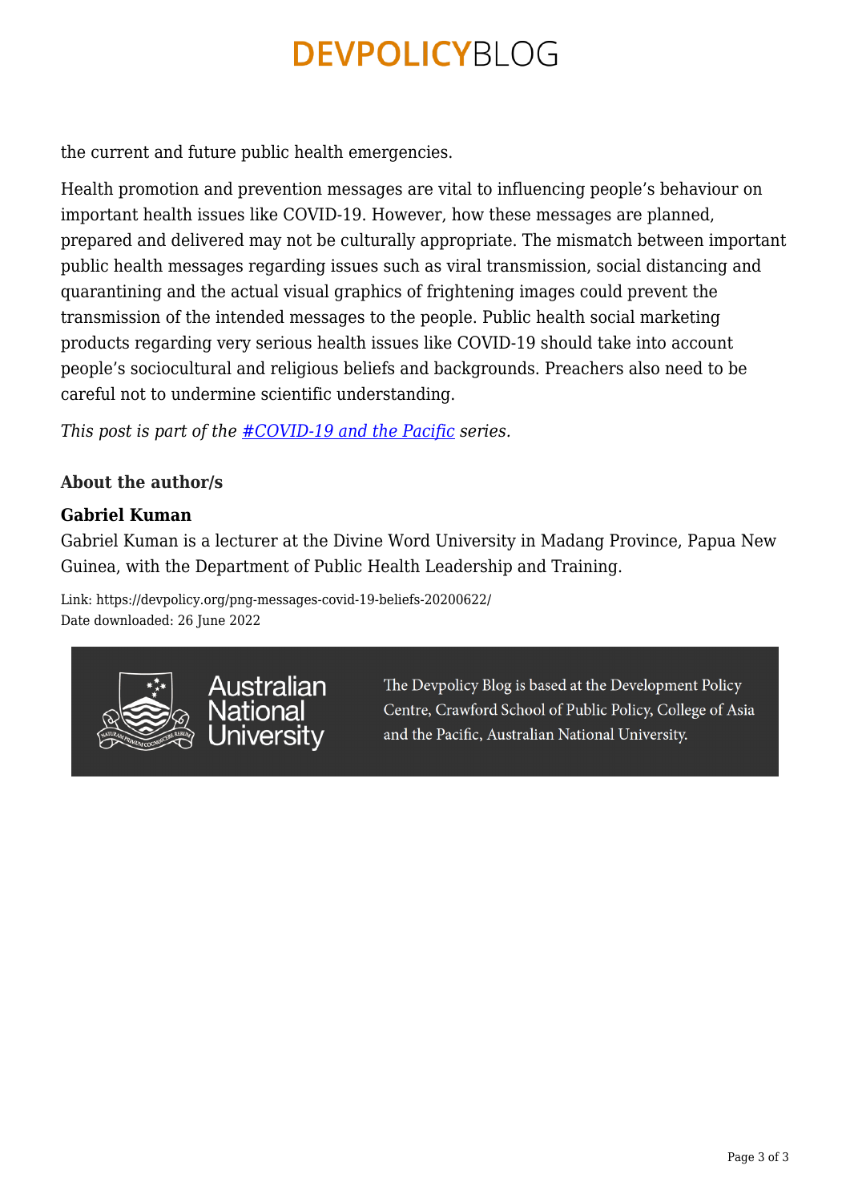the current and future public health emergencies.

Health promotion and prevention messages are vital to influencing people's behaviour on important health issues like COVID-19. However, how these messages are planned, prepared and delivered may not be culturally appropriate. The mismatch between important public health messages regarding issues such as viral transmission, social distancing and quarantining and the actual visual graphics of frightening images could prevent the transmission of the intended messages to the people. Public health social marketing products regarding very serious health issues like COVID-19 should take into account people's sociocultural and religious beliefs and backgrounds. Preachers also need to be careful not to undermine scientific understanding.

*This post is part of the [#COVID-19 and the Pacific](#) series.*

### About the author/s

**Gabriel Kuman**
Gabriel Kuman is a lecturer at the Divine Word University in Madang Province, Papua New Guinea, with the Department of Public Health Leadership and Training.

Link: https://devpolicy.org/png-messages-covid-19-beliefs-20200622/
Date downloaded: 26 June 2022

Australian National University

The Devpolicy Blog is based at the Development Policy Centre, Crawford School of Public Policy, College of Asia and the Pacific, Australian National University.